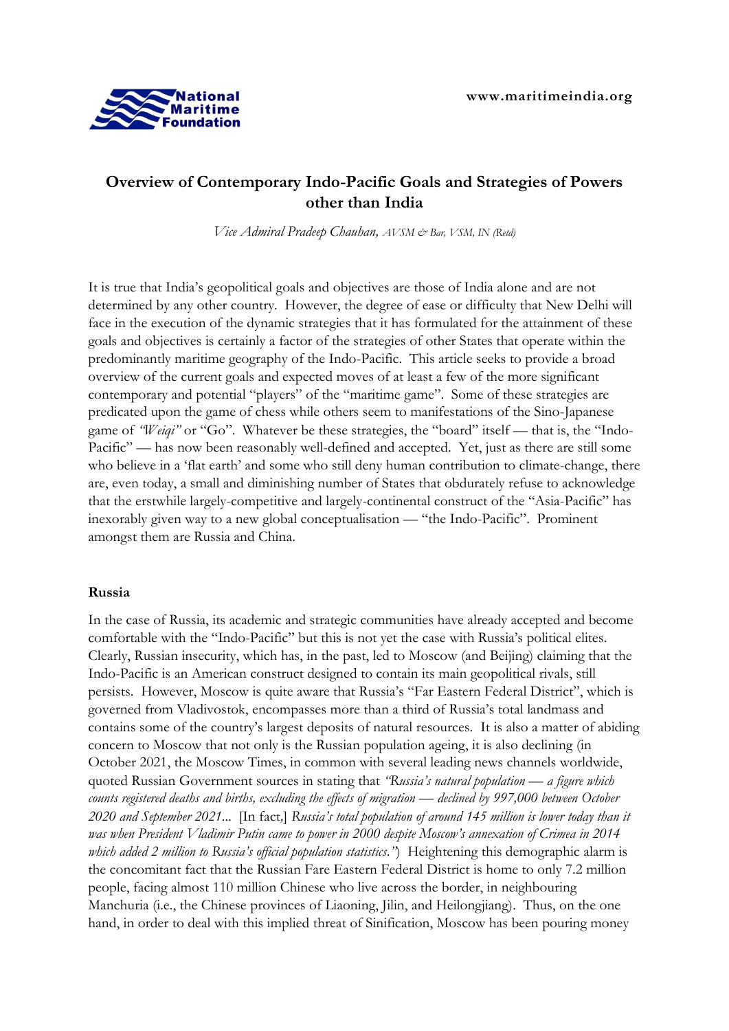# Overview of Contemporary Indo-Pacific Goals and Strategies of Powers other than India

*Vice Admiral Pradeep Chauhan, AVSM & Bar, VSM, IN (Retd)*

It is true that India's geopolitical goals and objectives are those of India alone and are not determined by any other country. However, the degree of ease or difficulty that New Delhi will face in the execution of the dynamic strategies that it has formulated for the attainment of these goals and objectives is certainly a factor of the strategies of other States that operate within the predominantly maritime geography of the Indo-Pacific. This article seeks to provide a broad overview of the current goals and expected moves of at least a few of the more significant contemporary and potential "players" of the "maritime game". Some of these strategies are predicated upon the game of chess while others seem to manifestations of the Sino-Japanese game of *"Weiqi"* or "Go". Whatever be these strategies, the "board" itself — that is, the "Indo-Pacific" — has now been reasonably well-defined and accepted. Yet, just as there are still some who believe in a 'flat earth' and some who still deny human contribution to climate-change, there are, even today, a small and diminishing number of States that obdurately refuse to acknowledge that the erstwhile largely-competitive and largely-continental construct of the "Asia-Pacific" has inexorably given way to a new global conceptualisation — "the Indo-Pacific". Prominent amongst them are Russia and China.

## Russia

In the case of Russia, its academic and strategic communities have already accepted and become comfortable with the "Indo-Pacific" but this is not yet the case with Russia's political elites. Clearly, Russian insecurity, which has, in the past, led to Moscow (and Beijing) claiming that the Indo-Pacific is an American construct designed to contain its main geopolitical rivals, still persists. However, Moscow is quite aware that Russia's "Far Eastern Federal District", which is governed from Vladivostok, encompasses more than a third of Russia's total landmass and contains some of the country's largest deposits of natural resources. It is also a matter of abiding concern to Moscow that not only is the Russian population ageing, it is also declining (in October 2021, the Moscow Times, in common with several leading news channels worldwide, quoted Russian Government sources in stating that *"Russia's natural population — a figure which counts registered deaths and births, excluding the effects of migration — declined by 997,000 between October 2020 and September 2021...* [In fact,] *Russia's total population of around 145 million is lower today than it was when President Vladimir Putin came to power in 2000 despite Moscow's annexation of Crimea in 2014 which added 2 million to Russia's official population statistics."*) Heightening this demographic alarm is the concomitant fact that the Russian Fare Eastern Federal District is home to only 7.2 million people, facing almost 110 million Chinese who live across the border, in neighbouring Manchuria (i.e., the Chinese provinces of Liaoning, Jilin, and Heilongjiang). Thus, on the one hand, in order to deal with this implied threat of Sinification, Moscow has been pouring money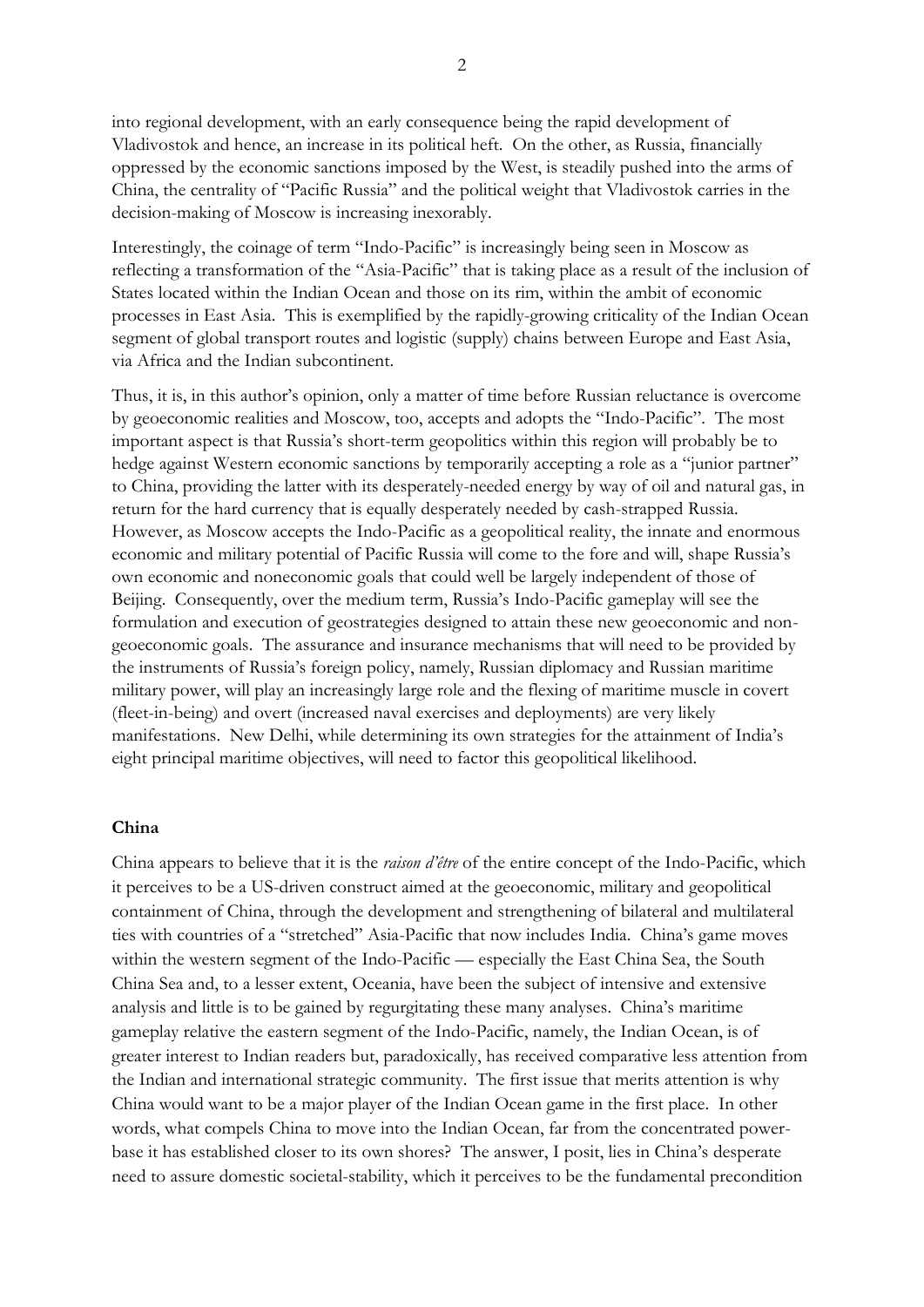into regional development, with an early consequence being the rapid development of Vladivostok and hence, an increase in its political heft. On the other, as Russia, financially oppressed by the economic sanctions imposed by the West, is steadily pushed into the arms of China, the centrality of "Pacific Russia" and the political weight that Vladivostok carries in the decision-making of Moscow is increasing inexorably.

Interestingly, the coinage of term "Indo-Pacific" is increasingly being seen in Moscow as reflecting a transformation of the "Asia-Pacific" that is taking place as a result of the inclusion of States located within the Indian Ocean and those on its rim, within the ambit of economic processes in East Asia. This is exemplified by the rapidly-growing criticality of the Indian Ocean segment of global transport routes and logistic (supply) chains between Europe and East Asia, via Africa and the Indian subcontinent.

Thus, it is, in this author's opinion, only a matter of time before Russian reluctance is overcome by geoeconomic realities and Moscow, too, accepts and adopts the "Indo-Pacific". The most important aspect is that Russia's short-term geopolitics within this region will probably be to hedge against Western economic sanctions by temporarily accepting a role as a "junior partner" to China, providing the latter with its desperately-needed energy by way of oil and natural gas, in return for the hard currency that is equally desperately needed by cash-strapped Russia. However, as Moscow accepts the Indo-Pacific as a geopolitical reality, the innate and enormous economic and military potential of Pacific Russia will come to the fore and will, shape Russia's own economic and noneconomic goals that could well be largely independent of those of Beijing. Consequently, over the medium term, Russia's Indo-Pacific gameplay will see the formulation and execution of geostrategies designed to attain these new geoeconomic and non-geoeconomic goals. The assurance and insurance mechanisms that will need to be provided by the instruments of Russia's foreign policy, namely, Russian diplomacy and Russian maritime military power, will play an increasingly large role and the flexing of maritime muscle in covert (fleet-in-being) and overt (increased naval exercises and deployments) are very likely manifestations. New Delhi, while determining its own strategies for the attainment of India's eight principal maritime objectives, will need to factor this geopolitical likelihood.

**China**

China appears to believe that it is the *raison d'être* of the entire concept of the Indo-Pacific, which it perceives to be a US-driven construct aimed at the geoeconomic, military and geopolitical containment of China, through the development and strengthening of bilateral and multilateral ties with countries of a "stretched" Asia-Pacific that now includes India. China's game moves within the western segment of the Indo-Pacific — especially the East China Sea, the South China Sea and, to a lesser extent, Oceania, have been the subject of intensive and extensive analysis and little is to be gained by regurgitating these many analyses. China's maritime gameplay relative the eastern segment of the Indo-Pacific, namely, the Indian Ocean, is of greater interest to Indian readers but, paradoxically, has received comparative less attention from the Indian and international strategic community. The first issue that merits attention is why China would want to be a major player of the Indian Ocean game in the first place. In other words, what compels China to move into the Indian Ocean, far from the concentrated power-base it has established closer to its own shores? The answer, I posit, lies in China's desperate need to assure domestic societal-stability, which it perceives to be the fundamental precondition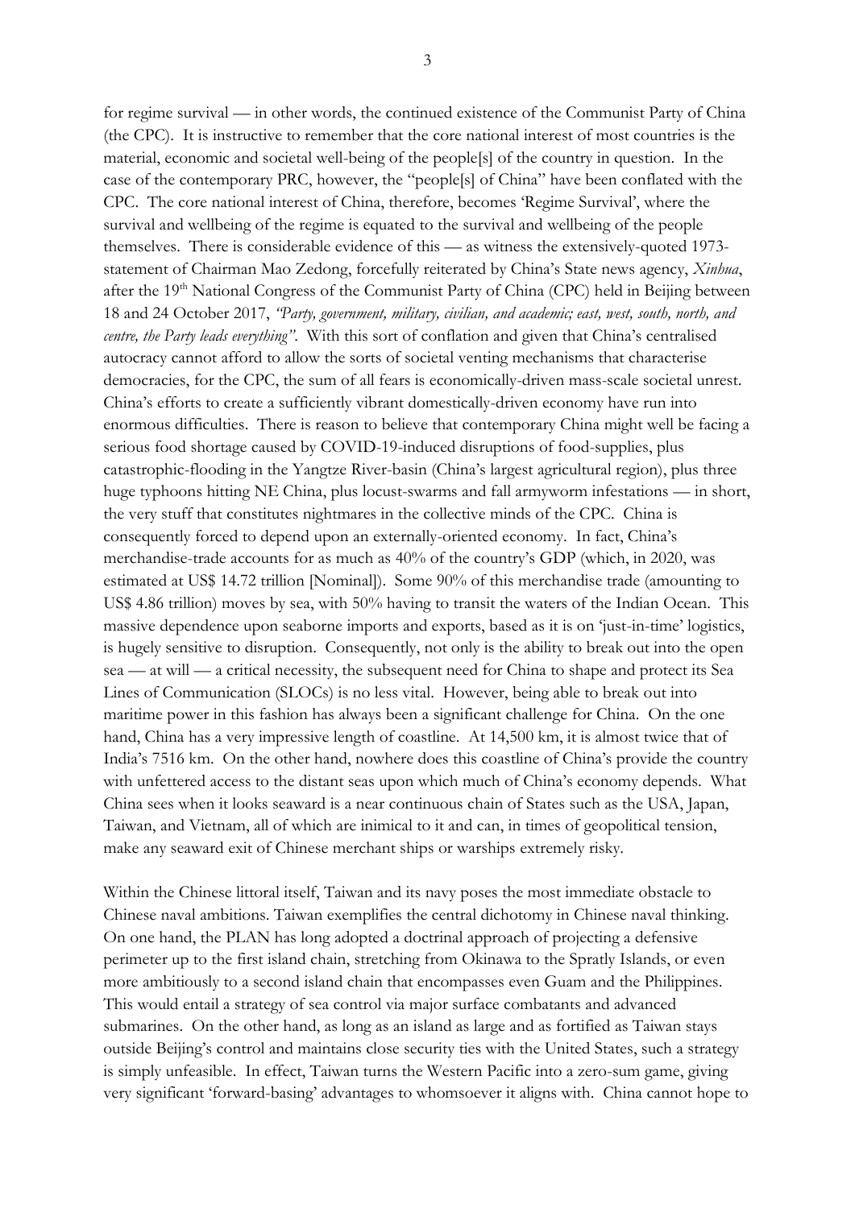for regime survival — in other words, the continued existence of the Communist Party of China (the CPC). It is instructive to remember that the core national interest of most countries is the material, economic and societal well-being of the people[s] of the country in question. In the case of the contemporary PRC, however, the "people[s] of China" have been conflated with the CPC. The core national interest of China, therefore, becomes 'Regime Survival', where the survival and wellbeing of the regime is equated to the survival and wellbeing of the people themselves. There is considerable evidence of this — as witness the extensively-quoted 1973-statement of Chairman Mao Zedong, forcefully reiterated by China's State news agency, *Xinhua*, after the 19th National Congress of the Communist Party of China (CPC) held in Beijing between 18 and 24 October 2017, *"Party, government, military, civilian, and academic; east, west, south, north, and centre, the Party leads everything"*. With this sort of conflation and given that China's centralised autocracy cannot afford to allow the sorts of societal venting mechanisms that characterise democracies, for the CPC, the sum of all fears is economically-driven mass-scale societal unrest. China's efforts to create a sufficiently vibrant domestically-driven economy have run into enormous difficulties. There is reason to believe that contemporary China might well be facing a serious food shortage caused by COVID-19-induced disruptions of food-supplies, plus catastrophic-flooding in the Yangtze River-basin (China's largest agricultural region), plus three huge typhoons hitting NE China, plus locust-swarms and fall armyworm infestations — in short, the very stuff that constitutes nightmares in the collective minds of the CPC. China is consequently forced to depend upon an externally-oriented economy. In fact, China's merchandise-trade accounts for as much as 40% of the country's GDP (which, in 2020, was estimated at US$ 14.72 trillion [Nominal]). Some 90% of this merchandise trade (amounting to US$ 4.86 trillion) moves by sea, with 50% having to transit the waters of the Indian Ocean. This massive dependence upon seaborne imports and exports, based as it is on 'just-in-time' logistics, is hugely sensitive to disruption. Consequently, not only is the ability to break out into the open sea — at will — a critical necessity, the subsequent need for China to shape and protect its Sea Lines of Communication (SLOCs) is no less vital. However, being able to break out into maritime power in this fashion has always been a significant challenge for China. On the one hand, China has a very impressive length of coastline. At 14,500 km, it is almost twice that of India's 7516 km. On the other hand, nowhere does this coastline of China's provide the country with unfettered access to the distant seas upon which much of China's economy depends. What China sees when it looks seaward is a near continuous chain of States such as the USA, Japan, Taiwan, and Vietnam, all of which are inimical to it and can, in times of geopolitical tension, make any seaward exit of Chinese merchant ships or warships extremely risky.

Within the Chinese littoral itself, Taiwan and its navy poses the most immediate obstacle to Chinese naval ambitions. Taiwan exemplifies the central dichotomy in Chinese naval thinking. On one hand, the PLAN has long adopted a doctrinal approach of projecting a defensive perimeter up to the first island chain, stretching from Okinawa to the Spratly Islands, or even more ambitiously to a second island chain that encompasses even Guam and the Philippines. This would entail a strategy of sea control via major surface combatants and advanced submarines. On the other hand, as long as an island as large and as fortified as Taiwan stays outside Beijing's control and maintains close security ties with the United States, such a strategy is simply unfeasible. In effect, Taiwan turns the Western Pacific into a zero-sum game, giving very significant 'forward-basing' advantages to whomsoever it aligns with. China cannot hope to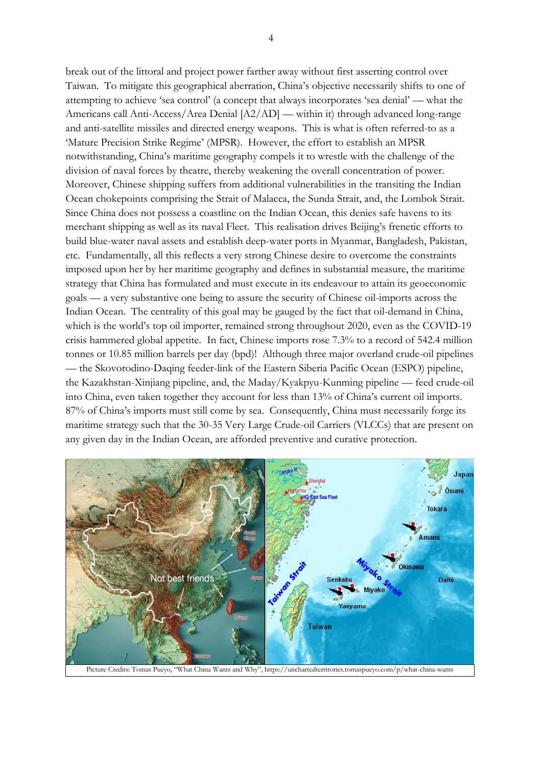break out of the littoral and project power farther away without first asserting control over Taiwan. To mitigate this geographical aberration, China's objective necessarily shifts to one of attempting to achieve 'sea control' (a concept that always incorporates 'sea denial' — what the Americans call Anti-Access/Area Denial [A2/AD] — within it) through advanced long-range and anti-satellite missiles and directed energy weapons. This is what is often referred-to as a 'Mature Precision Strike Regime' (MPSR). However, the effort to establish an MPSR notwithstanding, China's maritime geography compels it to wrestle with the challenge of the division of naval forces by theatre, thereby weakening the overall concentration of power. Moreover, Chinese shipping suffers from additional vulnerabilities in the transiting the Indian Ocean chokepoints comprising the Strait of Malacca, the Sunda Strait, and, the Lombok Strait. Since China does not possess a coastline on the Indian Ocean, this denies safe havens to its merchant shipping as well as its naval Fleet. This realisation drives Beijing's frenetic efforts to build blue-water naval assets and establish deep-water ports in Myanmar, Bangladesh, Pakistan, etc. Fundamentally, all this reflects a very strong Chinese desire to overcome the constraints imposed upon her by her maritime geography and defines in substantial measure, the maritime strategy that China has formulated and must execute in its endeavour to attain its geoeconomic goals — a very substantive one being to assure the security of Chinese oil-imports across the Indian Ocean. The centrality of this goal may be gauged by the fact that oil-demand in China, which is the world's top oil importer, remained strong throughout 2020, even as the COVID-19 crisis hammered global appetite. In fact, Chinese imports rose 7.3% to a record of 542.4 million tonnes or 10.85 million barrels per day (bpd)! Although three major overland crude-oil pipelines — the Skovorodino-Daqing feeder-link of the Eastern Siberia Pacific Ocean (ESPO) pipeline, the Kazakhstan-Xinjiang pipeline, and, the Maday/Kyakpyu-Kunming pipeline — feed crude-oil into China, even taken together they account for less than 13% of China's current oil imports. 87% of China's imports must still come by sea. Consequently, China must necessarily forge its maritime strategy such that the 30-35 Very Large Crude-oil Carriers (VLCCs) that are present on any given day in the Indian Ocean, are afforded preventive and curative protection.

Picture Credits: Tomas Pueyo, "What China Wants and Why", https://unchartedterritories.tomaspueyo.com/p/what-china-wants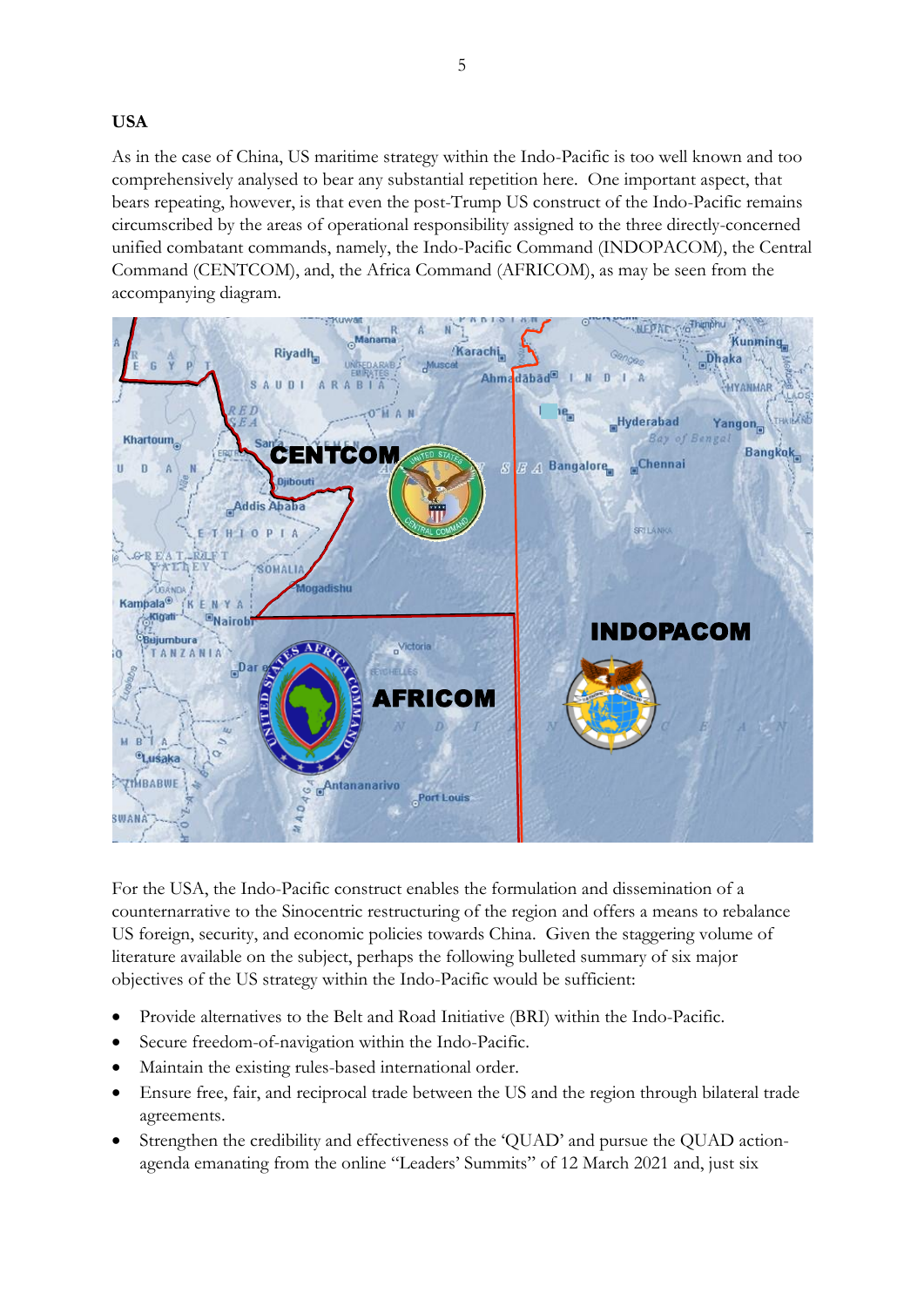**USA**

As in the case of China, US maritime strategy within the Indo-Pacific is too well known and too comprehensively analysed to bear any substantial repetition here. One important aspect, that bears repeating, however, is that even the post-Trump US construct of the Indo-Pacific remains circumscribed by the areas of operational responsibility assigned to the three directly-concerned unified combatant commands, namely, the Indo-Pacific Command (INDOPACOM), the Central Command (CENTCOM), and, the Africa Command (AFRICOM), as may be seen from the accompanying diagram.

For the USA, the Indo-Pacific construct enables the formulation and dissemination of a counternarrative to the Sinocentric restructuring of the region and offers a means to rebalance US foreign, security, and economic policies towards China. Given the staggering volume of literature available on the subject, perhaps the following bulleted summary of six major objectives of the US strategy within the Indo-Pacific would be sufficient:

- Provide alternatives to the Belt and Road Initiative (BRI) within the Indo-Pacific.
- Secure freedom-of-navigation within the Indo-Pacific.
- Maintain the existing rules-based international order.
- Ensure free, fair, and reciprocal trade between the US and the region through bilateral trade agreements.
- Strengthen the credibility and effectiveness of the 'QUAD' and pursue the QUAD action-agenda emanating from the online "Leaders' Summits" of 12 March 2021 and, just six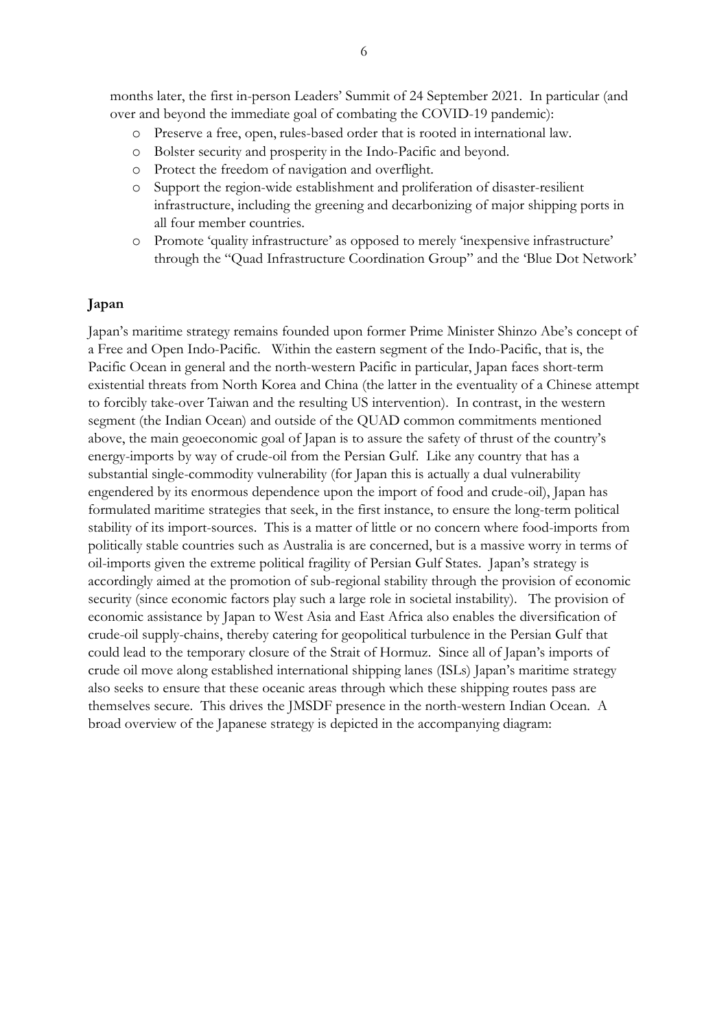months later, the first in-person Leaders' Summit of 24 September 2021. In particular (and over and beyond the immediate goal of combating the COVID-19 pandemic):

- Preserve a free, open, rules-based order that is rooted in international law.
- Bolster security and prosperity in the Indo-Pacific and beyond.
- Protect the freedom of navigation and overflight.
- Support the region-wide establishment and proliferation of disaster-resilient infrastructure, including the greening and decarbonizing of major shipping ports in all four member countries.
- Promote 'quality infrastructure' as opposed to merely 'inexpensive infrastructure' through the "Quad Infrastructure Coordination Group" and the 'Blue Dot Network'

## Japan

Japan's maritime strategy remains founded upon former Prime Minister Shinzo Abe's concept of a Free and Open Indo-Pacific. Within the eastern segment of the Indo-Pacific, that is, the Pacific Ocean in general and the north-western Pacific in particular, Japan faces short-term existential threats from North Korea and China (the latter in the eventuality of a Chinese attempt to forcibly take-over Taiwan and the resulting US intervention). In contrast, in the western segment (the Indian Ocean) and outside of the QUAD common commitments mentioned above, the main geoeconomic goal of Japan is to assure the safety of thrust of the country's energy-imports by way of crude-oil from the Persian Gulf. Like any country that has a substantial single-commodity vulnerability (for Japan this is actually a dual vulnerability engendered by its enormous dependence upon the import of food and crude-oil), Japan has formulated maritime strategies that seek, in the first instance, to ensure the long-term political stability of its import-sources. This is a matter of little or no concern where food-imports from politically stable countries such as Australia is are concerned, but is a massive worry in terms of oil-imports given the extreme political fragility of Persian Gulf States. Japan's strategy is accordingly aimed at the promotion of sub-regional stability through the provision of economic security (since economic factors play such a large role in societal instability). The provision of economic assistance by Japan to West Asia and East Africa also enables the diversification of crude-oil supply-chains, thereby catering for geopolitical turbulence in the Persian Gulf that could lead to the temporary closure of the Strait of Hormuz. Since all of Japan's imports of crude oil move along established international shipping lanes (ISLs) Japan's maritime strategy also seeks to ensure that these oceanic areas through which these shipping routes pass are themselves secure. This drives the JMSDF presence in the north-western Indian Ocean. A broad overview of the Japanese strategy is depicted in the accompanying diagram: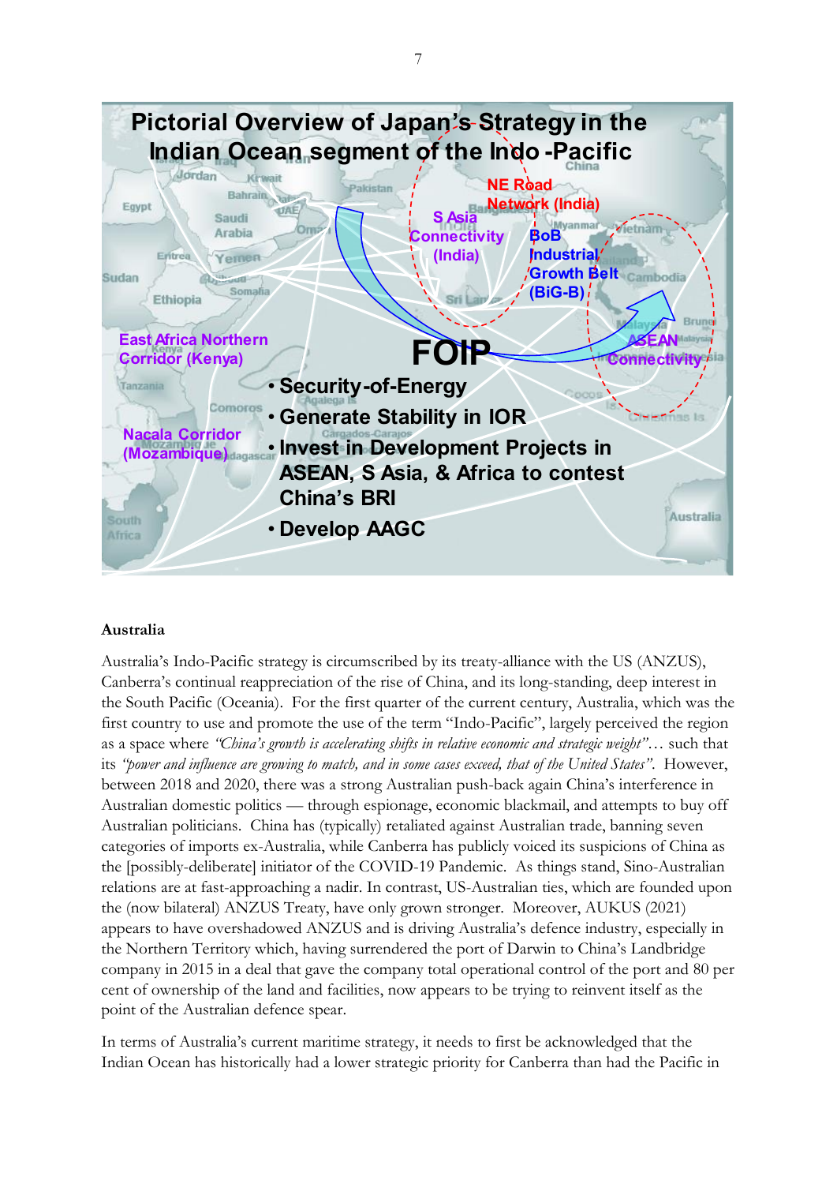**Pictorial Overview of Japan's Strategy in the Indian Ocean segment of the Indo-Pacific**

NE Road Network (India)

S Asia Connectivity (India)

BoB Industrial Growth Belt (BiG-B)

ASEAN Connectivity

East Africa Northern Corridor (Kenya)

Nacala Corridor (Mozambique)

**FOIP**

- **Security-of-Energy**
- **Generate Stability in IOR**
- **Invest in Development Projects in ASEAN, S Asia, & Africa to contest China's BRI**
- **Develop AAGC**

**Australia**

Australia's Indo-Pacific strategy is circumscribed by its treaty-alliance with the US (ANZUS), Canberra's continual reappreciation of the rise of China, and its long-standing, deep interest in the South Pacific (Oceania). For the first quarter of the current century, Australia, which was the first country to use and promote the use of the term "Indo-Pacific", largely perceived the region as a space where *"China's growth is accelerating shifts in relative economic and strategic weight"*… such that its *"power and influence are growing to match, and in some cases exceed, that of the United States"*. However, between 2018 and 2020, there was a strong Australian push-back again China's interference in Australian domestic politics — through espionage, economic blackmail, and attempts to buy off Australian politicians. China has (typically) retaliated against Australian trade, banning seven categories of imports ex-Australia, while Canberra has publicly voiced its suspicions of China as the [possibly-deliberate] initiator of the COVID-19 Pandemic. As things stand, Sino-Australian relations are at fast-approaching a nadir. In contrast, US-Australian ties, which are founded upon the (now bilateral) ANZUS Treaty, have only grown stronger. Moreover, AUKUS (2021) appears to have overshadowed ANZUS and is driving Australia's defence industry, especially in the Northern Territory which, having surrendered the port of Darwin to China's Landbridge company in 2015 in a deal that gave the company total operational control of the port and 80 per cent of ownership of the land and facilities, now appears to be trying to reinvent itself as the point of the Australian defence spear.

In terms of Australia's current maritime strategy, it needs to first be acknowledged that the Indian Ocean has historically had a lower strategic priority for Canberra than had the Pacific in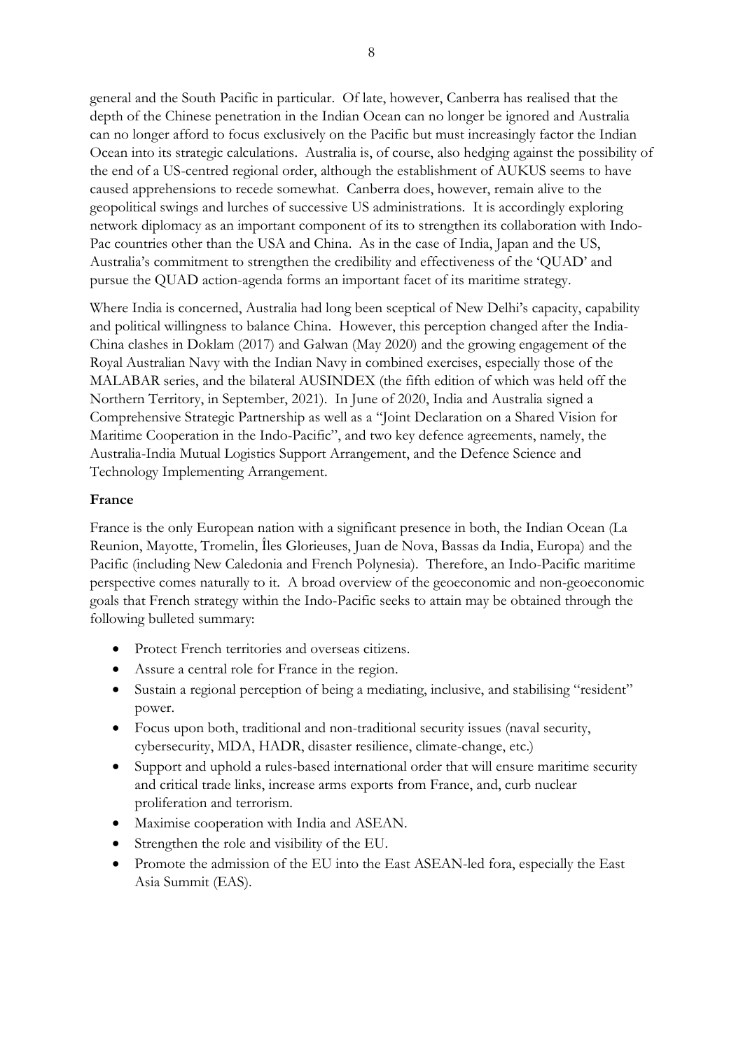general and the South Pacific in particular. Of late, however, Canberra has realised that the depth of the Chinese penetration in the Indian Ocean can no longer be ignored and Australia can no longer afford to focus exclusively on the Pacific but must increasingly factor the Indian Ocean into its strategic calculations. Australia is, of course, also hedging against the possibility of the end of a US-centred regional order, although the establishment of AUKUS seems to have caused apprehensions to recede somewhat. Canberra does, however, remain alive to the geopolitical swings and lurches of successive US administrations. It is accordingly exploring network diplomacy as an important component of its to strengthen its collaboration with Indo-Pac countries other than the USA and China. As in the case of India, Japan and the US, Australia's commitment to strengthen the credibility and effectiveness of the 'QUAD' and pursue the QUAD action-agenda forms an important facet of its maritime strategy.

Where India is concerned, Australia had long been sceptical of New Delhi's capacity, capability and political willingness to balance China. However, this perception changed after the India-China clashes in Doklam (2017) and Galwan (May 2020) and the growing engagement of the Royal Australian Navy with the Indian Navy in combined exercises, especially those of the MALABAR series, and the bilateral AUSINDEX (the fifth edition of which was held off the Northern Territory, in September, 2021). In June of 2020, India and Australia signed a Comprehensive Strategic Partnership as well as a "Joint Declaration on a Shared Vision for Maritime Cooperation in the Indo-Pacific", and two key defence agreements, namely, the Australia-India Mutual Logistics Support Arrangement, and the Defence Science and Technology Implementing Arrangement.

**France**

France is the only European nation with a significant presence in both, the Indian Ocean (La Reunion, Mayotte, Tromelin, Îles Glorieuses, Juan de Nova, Bassas da India, Europa) and the Pacific (including New Caledonia and French Polynesia). Therefore, an Indo-Pacific maritime perspective comes naturally to it. A broad overview of the geoeconomic and non-geoeconomic goals that French strategy within the Indo-Pacific seeks to attain may be obtained through the following bulleted summary:

- Protect French territories and overseas citizens.
- Assure a central role for France in the region.
- Sustain a regional perception of being a mediating, inclusive, and stabilising "resident" power.
- Focus upon both, traditional and non-traditional security issues (naval security, cybersecurity, MDA, HADR, disaster resilience, climate-change, etc.)
- Support and uphold a rules-based international order that will ensure maritime security and critical trade links, increase arms exports from France, and, curb nuclear proliferation and terrorism.
- Maximise cooperation with India and ASEAN.
- Strengthen the role and visibility of the EU.
- Promote the admission of the EU into the East ASEAN-led fora, especially the East Asia Summit (EAS).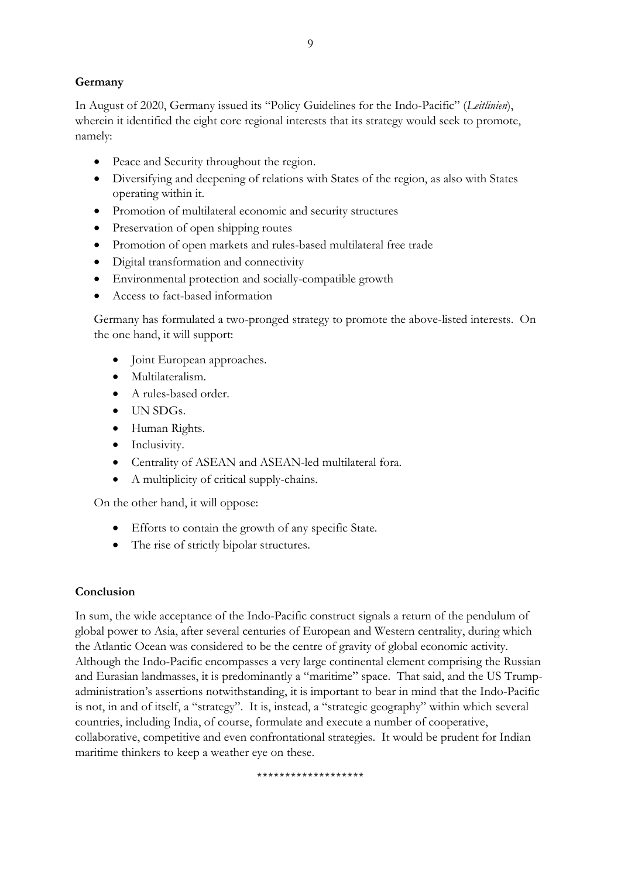**Germany**

In August of 2020, Germany issued its "Policy Guidelines for the Indo-Pacific" (*Leitlinien*), wherein it identified the eight core regional interests that its strategy would seek to promote, namely:

- Peace and Security throughout the region.
- Diversifying and deepening of relations with States of the region, as also with States operating within it.
- Promotion of multilateral economic and security structures
- Preservation of open shipping routes
- Promotion of open markets and rules-based multilateral free trade
- Digital transformation and connectivity
- Environmental protection and socially-compatible growth
- Access to fact-based information

Germany has formulated a two-pronged strategy to promote the above-listed interests. On the one hand, it will support:

- Joint European approaches.
- Multilateralism.
- A rules-based order.
- UN SDGs.
- Human Rights.
- Inclusivity.
- Centrality of ASEAN and ASEAN-led multilateral fora.
- A multiplicity of critical supply-chains.

On the other hand, it will oppose:

- Efforts to contain the growth of any specific State.
- The rise of strictly bipolar structures.

**Conclusion**

In sum, the wide acceptance of the Indo-Pacific construct signals a return of the pendulum of global power to Asia, after several centuries of European and Western centrality, during which the Atlantic Ocean was considered to be the centre of gravity of global economic activity. Although the Indo-Pacific encompasses a very large continental element comprising the Russian and Eurasian landmasses, it is predominantly a "maritime" space. That said, and the US Trump-administration's assertions notwithstanding, it is important to bear in mind that the Indo-Pacific is not, in and of itself, a "strategy". It is, instead, a "strategic geography" within which several countries, including India, of course, formulate and execute a number of cooperative, collaborative, competitive and even confrontational strategies. It would be prudent for Indian maritime thinkers to keep a weather eye on these.

******************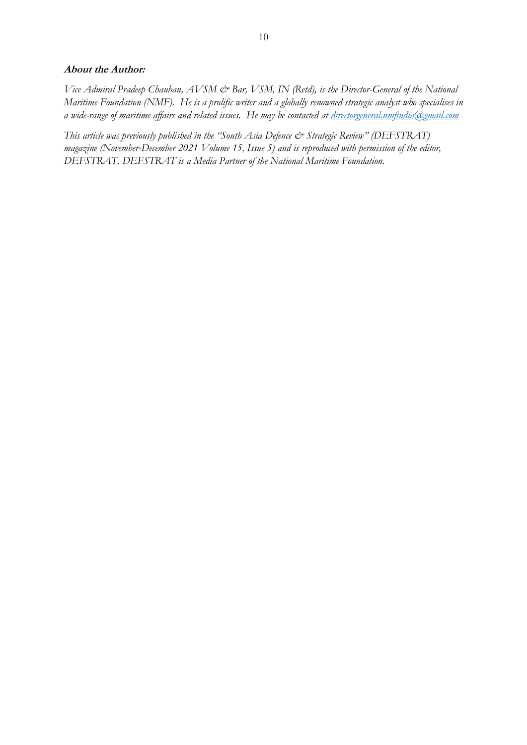***About the Author:***

*Vice Admiral Pradeep Chauhan, AVSM & Bar, VSM, IN (Retd), is the Director-General of the National Maritime Foundation (NMF). He is a prolific writer and a globally renowned strategic analyst who specialises in a wide-range of maritime affairs and related issues. He may be contacted at [directorgeneral.nmfindia@gmail.com](mailto:directorgeneral.nmfindia@gmail.com)*

*This article was previously published in the "South Asia Defence & Strategic Review" (DEFSTRAT) magazine (November-December 2021 Volume 15, Issue 5) and is reproduced with permission of the editor, DEFSTRAT. DEFSTRAT is a Media Partner of the National Maritime Foundation.*